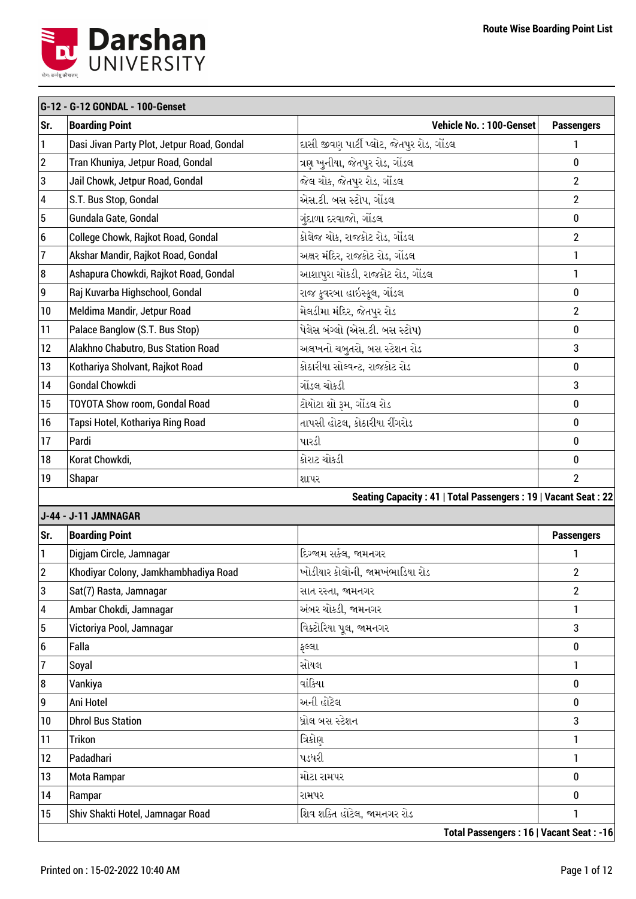# Darshan UNIVERSITY

**Route Wise Boarding Point List**

## G-12 - G-12 GONDAL - 100-Genset

| Sr. | Boarding Point | Vehicle No. : 100-Genset | Passengers |
|---|---|---|---|
| 1 | Dasi Jivan Party Plot, Jetpur Road, Gondal | દાસી જીવણ પાર્ટી પ્લોટ, જેતપુર રોડ, ગોંડલ | 1 |
| 2 | Tran Khuniya, Jetpur Road, Gondal | ત્રણ ખુનીયા, જેતપુર રોડ, ગોંડલ | 0 |
| 3 | Jail Chowk, Jetpur Road, Gondal | જેલ ચોક, જેતપુર રોડ, ગોંડલ | 2 |
| 4 | S.T. Bus Stop, Gondal | એસ.ટી. બસ સ્ટોપ, ગોંડલ | 2 |
| 5 | Gundala Gate, Gondal | ગુંદાળા દરવાજો, ગોંડલ | 0 |
| 6 | College Chowk, Rajkot Road, Gondal | કોલેજ ચોક, રાજકોટ રોડ, ગોંડલ | 2 |
| 7 | Akshar Mandir, Rajkot Road, Gondal | અક્ષર મંદિર, રાજકોટ રોડ, ગોંડલ | 1 |
| 8 | Ashapura Chowkdi, Rajkot Road, Gondal | આશાપુરા ચોકડી, રાજકોટ રોડ, ગોંડલ | 1 |
| 9 | Raj Kuvarba Highschool, Gondal | રાજ કુવરબા હાઇસ્કૂલ, ગોંડલ | 0 |
| 10 | Meldima Mandir, Jetpur Road | મેલડીમા મંદિર, જેતપુર રોડ | 2 |
| 11 | Palace Banglow (S.T. Bus Stop) | પેલેસ બંગ્લો (એસ.ટી. બસ સ્ટોપ) | 0 |
| 12 | Alakhno Chabutro, Bus Station Road | અલખનો ચબુતરો, બસ સ્ટેશન રોડ | 3 |
| 13 | Kothariya Sholvant, Rajkot Road | કોઠારીયા સોલ્વન્ટ, રાજકોટ રોડ | 0 |
| 14 | Gondal Chowkdi | ગોંડલ ચોકડી | 3 |
| 15 | TOYOTA Show room, Gondal Road | ટોયોટા શો રૂમ, ગોંડલ રોડ | 0 |
| 16 | Tapsi Hotel, Kothariya Ring Road | તાપસી હોટલ, કોઠારીયા રીંગરોડ | 0 |
| 17 | Pardi | પારડી | 0 |
| 18 | Korat Chowkdi, | કોરાટ ચોકડી | 0 |
| 19 | Shapar | શાપર | 2 |

**Seating Capacity : 41 | Total Passengers : 19 | Vacant Seat : 22**

## J-44 - J-11 JAMNAGAR

| Sr. | Boarding Point | | Passengers |
|---|---|---|---|
| 1 | Digjam Circle, Jamnagar | દિગ્જામ સર્કલ, જામનગર | 1 |
| 2 | Khodiyar Colony, Jamkhambhadiya Road | ખોડીયાર કોલોની, જામખંભાળિયા રોડ | 2 |
| 3 | Sat(7) Rasta, Jamnagar | સાત રસ્તા, જામનગર | 2 |
| 4 | Ambar Chokdi, Jamnagar | અંબર ચોકડી, જામનગર | 1 |
| 5 | Victoriya Pool, Jamnagar | વિક્ટોરિયા પૂલ, જામનગર | 3 |
| 6 | Falla | ફલ્લા | 0 |
| 7 | Soyal | સોયલ | 1 |
| 8 | Vankiya | વાંકિયા | 0 |
| 9 | Ani Hotel | અની હોટેલ | 0 |
| 10 | Dhrol Bus Station | ધ્રોલ બસ સ્ટેશન | 3 |
| 11 | Trikon | ત્રિકોણ | 1 |
| 12 | Padadhari | પડધરી | 1 |
| 13 | Mota Rampar | મોટા રામપર | 0 |
| 14 | Rampar | રામપર | 0 |
| 15 | Shiv Shakti Hotel, Jamnagar Road | શિવ શક્તિ હોટેલ, જામનગર રોડ | 1 |

**Total Passengers : 16 | Vacant Seat : -16**

Printed on : 15-02-2022 10:40 AM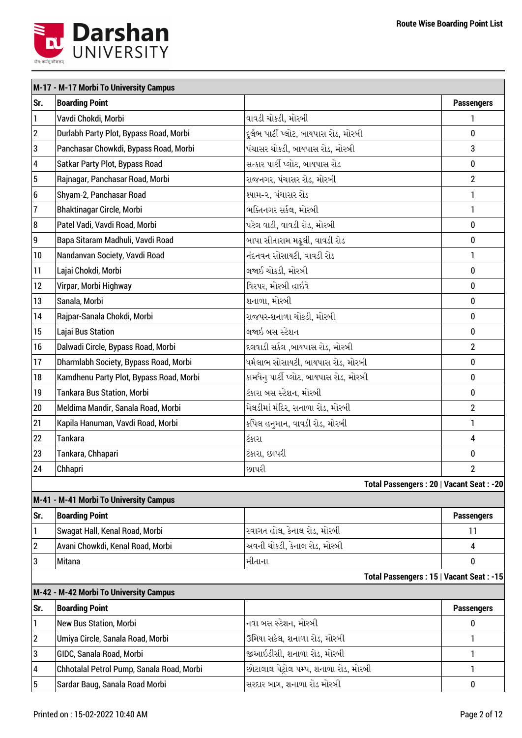**Route Wise Boarding Point List**

## M-17 - M-17 Morbi To University Campus

| Sr. | Boarding Point | | Passengers |
|---|---|---|---|
| 1 | Vavdi Chokdi, Morbi | વાવડી ચોકડી, મોરબી | 1 |
| 2 | Durlabh Party Plot, Bypass Road, Morbi | દુર્લભ પાર્ટી પ્લોટ, બાયપાસ રોડ, મોરબી | 0 |
| 3 | Panchasar Chowkdi, Bypass Road, Morbi | પંચાસર ચોકડી, બાયપાસ રોડ, મોરબી | 3 |
| 4 | Satkar Party Plot, Bypass Road | સત્કાર પાર્ટી પ્લોટ, બાયપાસ રોડ | 0 |
| 5 | Rajnagar, Panchasar Road, Morbi | રાજનગર, પંચાસર રોડ, મોરબી | 2 |
| 6 | Shyam-2, Panchasar Road | શ્યામ-૨, પંચાસર રોડ | 1 |
| 7 | Bhaktinagar Circle, Morbi | ભક્તિનગર સર્કલ, મોરબી | 1 |
| 8 | Patel Vadi, Vavdi Road, Morbi | પટેલ વાડી, વાવડી રોડ, મોરબી | 0 |
| 9 | Bapa Sitaram Madhuli, Vavdi Road | બાપા સીતારામ મઢૂલી, વાવડી રોડ | 0 |
| 10 | Nandanvan Society, Vavdi Road | નંદનવન સોસાયટી, વાવડી રોડ | 1 |
| 11 | Lajai Chokdi, Morbi | લજાઈ ચોકડી, મોરબી | 0 |
| 12 | Virpar, Morbi Highway | વિરપર, મોરબી હાઇવે | 0 |
| 13 | Sanala, Morbi | શનાળા, મોરબી | 0 |
| 14 | Rajpar-Sanala Chokdi, Morbi | રાજપર-શનાળા ચોકડી, મોરબી | 0 |
| 15 | Lajai Bus Station | લજાઈ બસ સ્ટેશન | 0 |
| 16 | Dalwadi Circle, Bypass Road, Morbi | દલવાડી સર્કલ ,બાયપાસ રોડ, મોરબી | 2 |
| 17 | Dharmlabh Society, Bypass Road, Morbi | ધર્મલાભ સોસાયટી, બાયપાસ રોડ, મોરબી | 0 |
| 18 | Kamdhenu Party Plot, Bypass Road, Morbi | કામધેનુ પાર્ટી પ્લોટ, બાયપાસ રોડ, મોરબી | 0 |
| 19 | Tankara Bus Station, Morbi | ટંકારા બસ સ્ટેશન, મોરબી | 0 |
| 20 | Meldima Mandir, Sanala Road, Morbi | મેલડીમાં મંદિર, સનાળા રોડ, મોરબી | 2 |
| 21 | Kapila Hanuman, Vavdi Road, Morbi | કપિલ હનુમાન, વાવડી રોડ, મોરબી | 1 |
| 22 | Tankara | ટંકારા | 4 |
| 23 | Tankara, Chhapari | ટંકારા, છાપરી | 0 |
| 24 | Chhapri | છાપરી | 2 |

**Total Passengers : 20 | Vacant Seat : -20**

## M-41 - M-41 Morbi To University Campus

| Sr. | Boarding Point | | Passengers |
|---|---|---|---|
| 1 | Swagat Hall, Kenal Road, Morbi | સ્વાગત હોલ, કેનાલ રોડ, મોરબી | 11 |
| 2 | Avani Chowkdi, Kenal Road, Morbi | અવની ચોકડી, કેનાલ રોડ, મોરબી | 4 |
| 3 | Mitana | મીતાના | 0 |

**Total Passengers : 15 | Vacant Seat : -15**

## M-42 - M-42 Morbi To University Campus

| Sr. | Boarding Point | | Passengers |
|---|---|---|---|
| 1 | New Bus Station, Morbi | નવા બસ સ્ટેશન, મોરબી | 0 |
| 2 | Umiya Circle, Sanala Road, Morbi | ઉમિયા સર્કલ, શનાળા રોડ, મોરબી | 1 |
| 3 | GIDC, Sanala Road, Morbi | જીઆઇડીસી, શનાળા રોડ, મોરબી | 1 |
| 4 | Chhotalal Petrol Pump, Sanala Road, Morbi | છોટાલાલ પેટ્રોલ પમ્પ, શનાળા રોડ, મોરબી | 1 |
| 5 | Sardar Baug, Sanala Road Morbi | સરદાર બાગ, શનાળા રોડ મોરબી | 0 |

Printed on : 15-02-2022 10:40 AM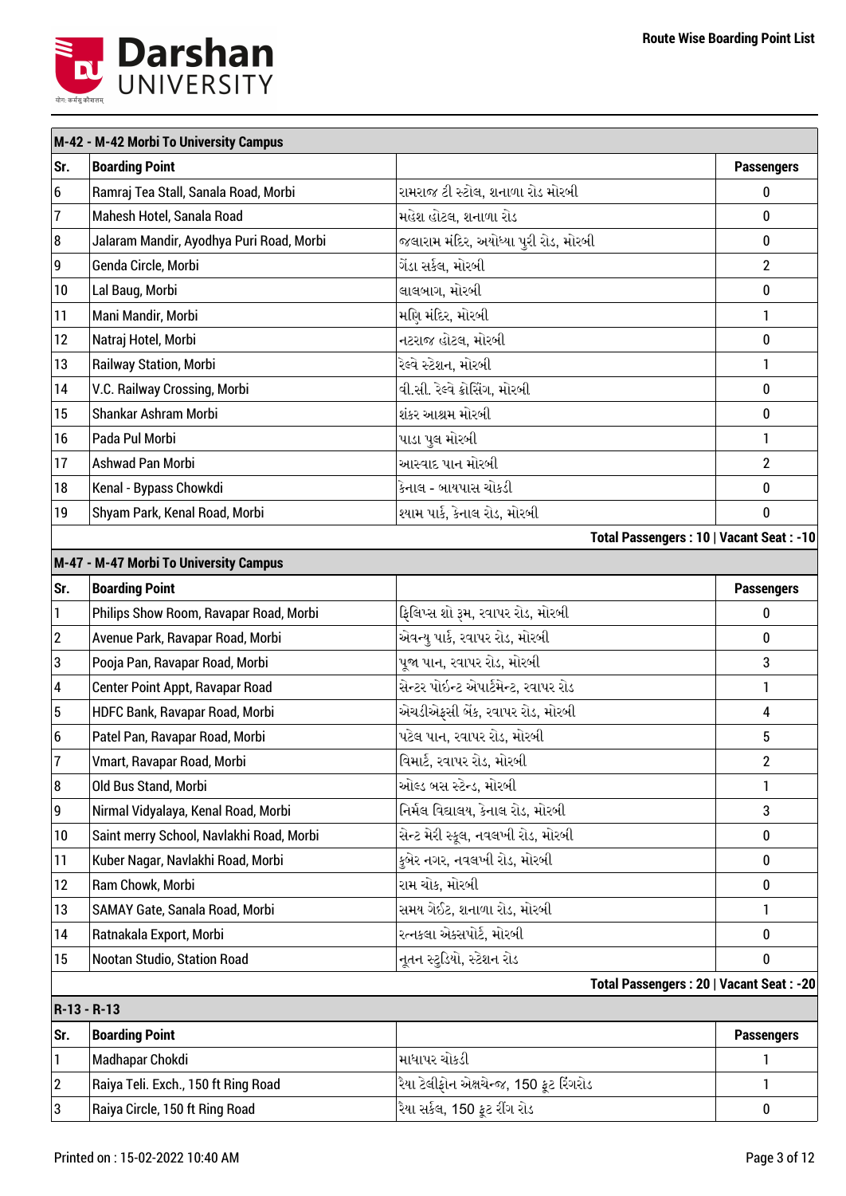| M-42 - M-42 Morbi To University Campus | | | |
|---|---|---|---|
| **Sr.** | **Boarding Point** | | **Passengers** |
| 6 | Ramraj Tea Stall, Sanala Road, Morbi | રામરાજ ટી સ્ટોલ, શનાળા રોડ મોરબી | 0 |
| 7 | Mahesh Hotel, Sanala Road | મહેશ હોટલ, શનાળા રોડ | 0 |
| 8 | Jalaram Mandir, Ayodhya Puri Road, Morbi | જલારામ મંદિર, અયોધ્યા પુરી રોડ, મોરબી | 0 |
| 9 | Genda Circle, Morbi | ગેંડા સર્કલ, મોરબી | 2 |
| 10 | Lal Baug, Morbi | લાલબાગ, મોરબી | 0 |
| 11 | Mani Mandir, Morbi | મણિ મંદિર, મોરબી | 1 |
| 12 | Natraj Hotel, Morbi | નટરાજ હોટલ, મોરબી | 0 |
| 13 | Railway Station, Morbi | રેલ્વે સ્ટેશન, મોરબી | 1 |
| 14 | V.C. Railway Crossing, Morbi | વી.સી. રેલ્વે ક્રોસિંગ, મોરબી | 0 |
| 15 | Shankar Ashram Morbi | શંકર આશ્રમ મોરબી | 0 |
| 16 | Pada Pul Morbi | પાડા પુલ મોરબી | 1 |
| 17 | Ashwad Pan Morbi | આસ્વાદ પાન મોરબી | 2 |
| 18 | Kenal - Bypass Chowkdi | કેનાલ - બાયપાસ ચોકડી | 0 |
| 19 | Shyam Park, Kenal Road, Morbi | શ્યામ પાર્ક, કેનાલ રોડ, મોરબી | 0 |
| | | | **Total Passengers : 10 \| Vacant Seat : -10** |

| M-47 - M-47 Morbi To University Campus | | | |
|---|---|---|---|
| **Sr.** | **Boarding Point** | | **Passengers** |
| 1 | Philips Show Room, Ravapar Road, Morbi | ફિલિપ્સ શો રૂમ, રવાપર રોડ, મોરબી | 0 |
| 2 | Avenue Park, Ravapar Road, Morbi | એવન્યુ પાર્ક, રવાપર રોડ, મોરબી | 0 |
| 3 | Pooja Pan, Ravapar Road, Morbi | પૂજા પાન, રવાપર રોડ, મોરબી | 3 |
| 4 | Center Point Appt, Ravapar Road | સેન્ટર પોઇન્ટ એપાર્ટમેન્ટ, રવાપર રોડ | 1 |
| 5 | HDFC Bank, Ravapar Road, Morbi | એચડીએફસી બેંક, રવાપર રોડ, મોરબી | 4 |
| 6 | Patel Pan, Ravapar Road, Morbi | પટેલ પાન, રવાપર રોડ, મોરબી | 5 |
| 7 | Vmart, Ravapar Road, Morbi | વિમાર્ટ, રવાપર રોડ, મોરબી | 2 |
| 8 | Old Bus Stand, Morbi | ઓલ્ડ બસ સ્ટેન્ડ, મોરબી | 1 |
| 9 | Nirmal Vidyalaya, Kenal Road, Morbi | નિર્મલ વિદ્યાલય, કેનાલ રોડ, મોરબી | 3 |
| 10 | Saint merry School, Navlakhi Road, Morbi | સેન્ટ મેરી સ્કૂલ, નવલખી રોડ, મોરબી | 0 |
| 11 | Kuber Nagar, Navlakhi Road, Morbi | કુબેર નગર, નવલખી રોડ, મોરબી | 0 |
| 12 | Ram Chowk, Morbi | રામ ચોક, મોરબી | 0 |
| 13 | SAMAY Gate, Sanala Road, Morbi | સમય ગેઈટ, શનાળા રોડ, મોરબી | 1 |
| 14 | Ratnakala Export, Morbi | રત્નકલા એક્સપોર્ટ, મોરબી | 0 |
| 15 | Nootan Studio, Station Road | નૂતન સ્ટુડિયો, સ્ટેશન રોડ | 0 |
| | | | **Total Passengers : 20 \| Vacant Seat : -20** |

| R-13 - R-13 | | | |
|---|---|---|---|
| **Sr.** | **Boarding Point** | | **Passengers** |
| 1 | Madhapar Chokdi | માધાપર ચોકડી | 1 |
| 2 | Raiya Teli. Exch., 150 ft Ring Road | રૈયા ટેલીફોન એક્ષચેન્જ, 150 ફૂટ રિંગરોડ | 1 |
| 3 | Raiya Circle, 150 ft Ring Road | રૈયા સર્કલ, 150 ફૂટ રીંગ રોડ | 0 |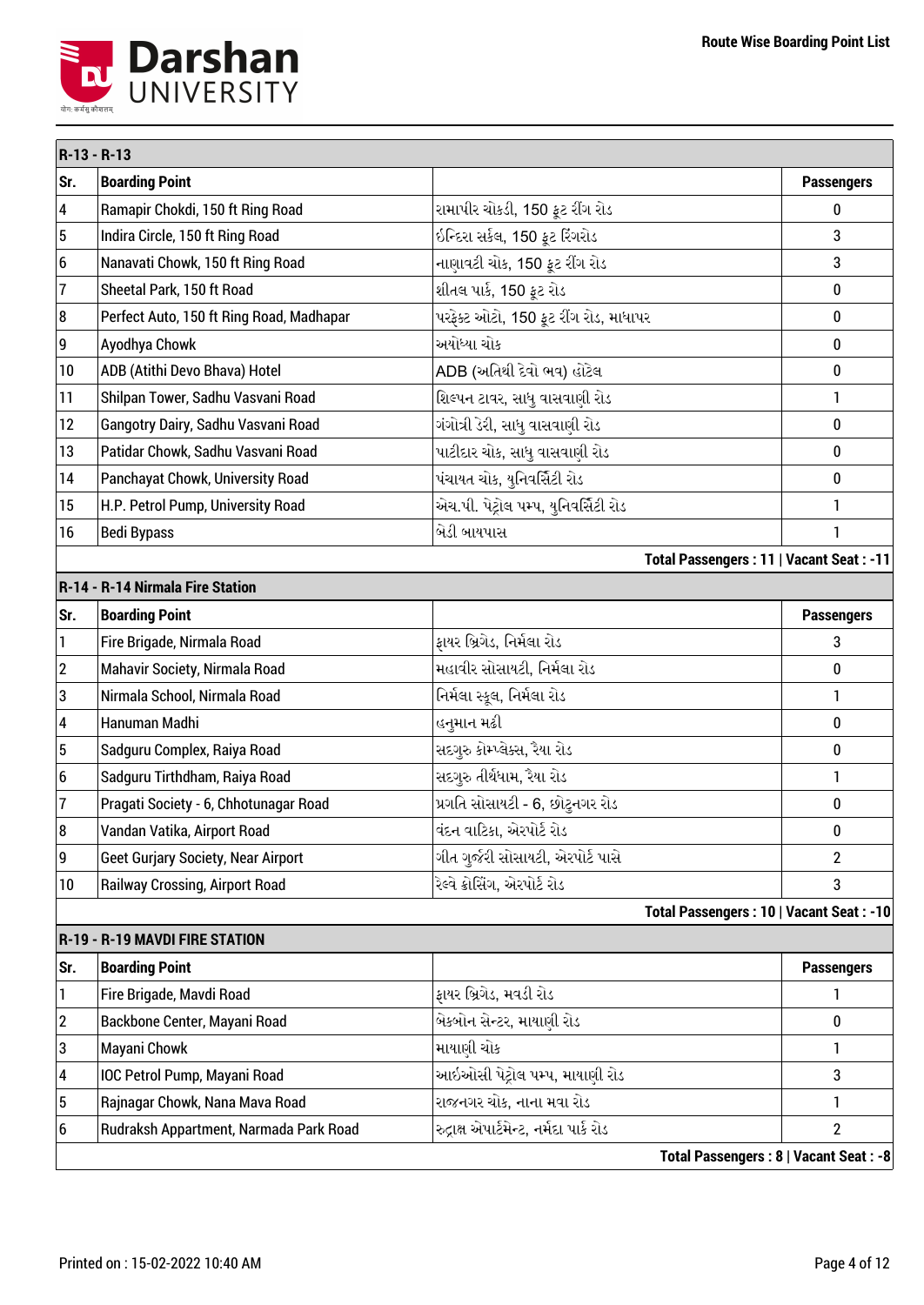**Darshan UNIVERSITY**

**Route Wise Boarding Point List**

## R-13 - R-13

| Sr. | Boarding Point | | Passengers |
|---|---|---|---|
| 4 | Ramapir Chokdi, 150 ft Ring Road | રામાપીર ચોકડી, 150 ફૂટ રીંગ રોડ | 0 |
| 5 | Indira Circle, 150 ft Ring Road | ઇન્દિરા સર્કલ, 150 ફૂટ રિંગરોડ | 3 |
| 6 | Nanavati Chowk, 150 ft Ring Road | નાણાવટી ચોક, 150 ફૂટ રીંગ રોડ | 3 |
| 7 | Sheetal Park, 150 ft Road | શીતલ પાર્ક, 150 ફૂટ રોડ | 0 |
| 8 | Perfect Auto, 150 ft Ring Road, Madhapar | પરફેક્ટ ઓટો, 150 ફૂટ રીંગ રોડ, માધાપર | 0 |
| 9 | Ayodhya Chowk | અયોધ્યા ચોક | 0 |
| 10 | ADB (Atithi Devo Bhava) Hotel | ADB (અતિથી દેવો ભવ) હોટેલ | 0 |
| 11 | Shilpan Tower, Sadhu Vasvani Road | શિલ્પન ટાવર, સાધુ વાસવાણી રોડ | 1 |
| 12 | Gangotry Dairy, Sadhu Vasvani Road | ગંગોત્રી ડેરી, સાધુ વાસવાણી રોડ | 0 |
| 13 | Patidar Chowk, Sadhu Vasvani Road | પાટીદાર ચોક, સાધુ વાસવાણી રોડ | 0 |
| 14 | Panchayat Chowk, University Road | પંચાયત ચોક, યુનિવર્સિટી રોડ | 0 |
| 15 | H.P. Petrol Pump, University Road | એચ.પી. પેટ્રોલ પમ્પ, યુનિવર્સિટી રોડ | 1 |
| 16 | Bedi Bypass | બેડી બાયપાસ | 1 |
| | | | **Total Passengers : 11 \| Vacant Seat : -11** |

## R-14 - R-14 Nirmala Fire Station

| Sr. | Boarding Point | | Passengers |
|---|---|---|---|
| 1 | Fire Brigade, Nirmala Road | ફાયર બ્રિગેડ, નિર્મલા રોડ | 3 |
| 2 | Mahavir Society, Nirmala Road | મહાવીર સોસાયટી, નિર્મલા રોડ | 0 |
| 3 | Nirmala School, Nirmala Road | નિર્મલા સ્કૂલ, નિર્મલા રોડ | 1 |
| 4 | Hanuman Madhi | હનુમાન મઢી | 0 |
| 5 | Sadguru Complex, Raiya Road | સદગુરુ કોમ્પલેક્સ, રૈયા રોડ | 0 |
| 6 | Sadguru Tirthdham, Raiya Road | સદગુરુ તીર્થધામ, રૈયા રોડ | 1 |
| 7 | Pragati Society - 6, Chhotunagar Road | પ્રગતિ સોસાયટી - 6, છોટુનગર રોડ | 0 |
| 8 | Vandan Vatika, Airport Road | વંદન વાટિકા, એરપોર્ટ રોડ | 0 |
| 9 | Geet Gurjary Society, Near Airport | ગીત ગુર્જરી સોસાયટી, એરપોર્ટ પાસે | 2 |
| 10 | Railway Crossing, Airport Road | રેલ્વે ક્રોસિંગ, એરપોર્ટ રોડ | 3 |
| | | | **Total Passengers : 10 \| Vacant Seat : -10** |

## R-19 - R-19 MAVDI FIRE STATION

| Sr. | Boarding Point | | Passengers |
|---|---|---|---|
| 1 | Fire Brigade, Mavdi Road | ફાયર બ્રિગેડ, મવડી રોડ | 1 |
| 2 | Backbone Center, Mayani Road | બેકબોન સેન્ટર, માયાણી રોડ | 0 |
| 3 | Mayani Chowk | માયાણી ચોક | 1 |
| 4 | IOC Petrol Pump, Mayani Road | આઇઓસી પેટ્રોલ પમ્પ, માયાણી રોડ | 3 |
| 5 | Rajnagar Chowk, Nana Mava Road | રાજનગર ચોક, નાના મવા રોડ | 1 |
| 6 | Rudraksh Appartment, Narmada Park Road | રુદ્રાક્ષ એપાર્ટમેન્ટ, નર્મદા પાર્ક રોડ | 2 |
| | | | **Total Passengers : 8 \| Vacant Seat : -8** |

Printed on : 15-02-2022 10:40 AM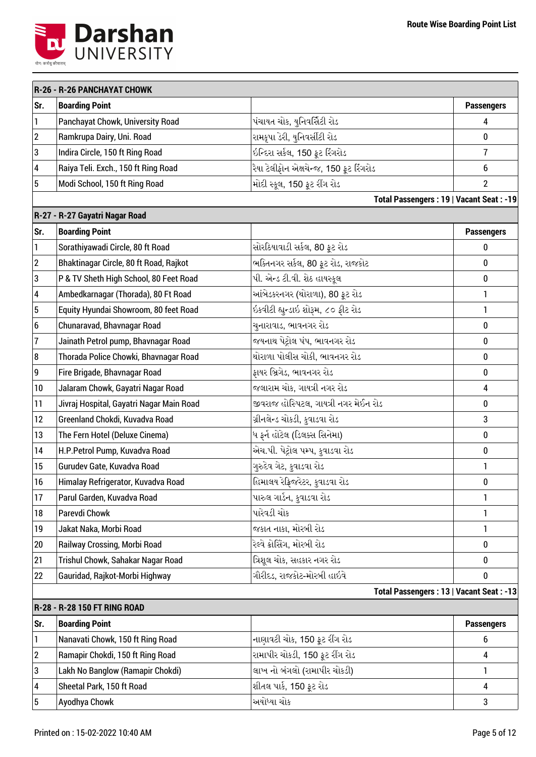## R-26 - R-26 PANCHAYAT CHOWK

| Sr. | Boarding Point | | Passengers |
|---|---|---|---|
| 1 | Panchayat Chowk, University Road | પંચાયત ચોક, યુનિવર્સિટી રોડ | 4 |
| 2 | Ramkrupa Dairy, Uni. Road | રામકૃપા ડેરી, યુનિવર્સીટી રોડ | 0 |
| 3 | Indira Circle, 150 ft Ring Road | ઇન્દિરા સર્કલ, 150 ફૂટ રિંગરોડ | 7 |
| 4 | Raiya Teli. Exch., 150 ft Ring Road | રૈયા ટેલીફોન એક્ષચેન્જ, 150 ફૂટ રિંગરોડ | 6 |
| 5 | Modi School, 150 ft Ring Road | મોદી સ્કૂલ, 150 ફૂટ રીંગ રોડ | 2 |
| | | | **Total Passengers : 19 \| Vacant Seat : -19** |

## R-27 - R-27 Gayatri Nagar Road

| Sr. | Boarding Point | | Passengers |
|---|---|---|---|
| 1 | Sorathiyawadi Circle, 80 ft Road | સોરઠિયાવાડી સર્કલ, 80 ફૂટ રોડ | 0 |
| 2 | Bhaktinagar Circle, 80 ft Road, Rajkot | ભક્તિનગર સર્કલ, 80 ફૂટ રોડ, રાજકોટ | 0 |
| 3 | P & TV Sheth High School, 80 Feet Road | પી. એન્ડ ટી.વી. શેઠ હાયસ્કૂલ | 0 |
| 4 | Ambedkarnagar (Thorada), 80 Ft Road | આંબેડકરનગર (થોરાળા), 80 ફૂટ રોડ | 1 |
| 5 | Equity Hyundai Showroom, 80 feet Road | ઇક્વીટી હ્યુન્ડાઇ શોરૂમ, ૮૦ ફીટ રોડ | 1 |
| 6 | Chunaravad, Bhavnagar Road | ચુનારાવાડ, ભાવનગર રોડ | 0 |
| 7 | Jainath Petrol pump, Bhavnagar Road | જયનાથ પેટ્રોલ પંપ, ભાવનગર રોડ | 0 |
| 8 | Thorada Police Chowki, Bhavnagar Road | થોરાળા પોલીસ ચોકી, ભાવનગર રોડ | 0 |
| 9 | Fire Brigade, Bhavnagar Road | ફાયર બ્રિગેડ, ભાવનગર રોડ | 0 |
| 10 | Jalaram Chowk, Gayatri Nagar Road | જલારામ ચોક, ગાયત્રી નગર રોડ | 4 |
| 11 | Jivraj Hospital, Gayatri Nagar Main Road | જીવરાજ હોસ્પિટલ, ગાયત્રી નગર મેઈન રોડ | 0 |
| 12 | Greenland Chokdi, Kuvadva Road | ગ્રીનલેન્ડ ચોકડી, કુવાડવા રોડ | 3 |
| 13 | The Fern Hotel (Deluxe Cinema) | ધ ફર્ન હોટેલ (ડિલક્સ સિનેમા) | 0 |
| 14 | H.P.Petrol Pump, Kuvadva Road | એચ.પી. પેટ્રોલ પમ્પ, કુવાડવા રોડ | 0 |
| 15 | Gurudev Gate, Kuvadva Road | ગુરુદેવ ગેટ, કુવાડવા રોડ | 1 |
| 16 | Himalay Refrigerator, Kuvadva Road | હિમાલય રેફ્રિજરેટર, કુવાડવા રોડ | 0 |
| 17 | Parul Garden, Kuvadva Road | પારુલ ગાર્ડન, કુવાડવા રોડ | 1 |
| 18 | Parevdi Chowk | પારેવડી ચોક | 1 |
| 19 | Jakat Naka, Morbi Road | જકાત નાકા, મોરબી રોડ | 1 |
| 20 | Railway Crossing, Morbi Road | રેલ્વે ક્રોસિંગ, મોરબી રોડ | 0 |
| 21 | Trishul Chowk, Sahakar Nagar Road | ત્રિશૂલ ચોક, સહકાર નગર રોડ | 0 |
| 22 | Gauridad, Rajkot-Morbi Highway | ગૌરીદડ, રાજકોટ-મોરબી હાઇવે | 0 |
| | | | **Total Passengers : 13 \| Vacant Seat : -13** |

## R-28 - R-28 150 FT RING ROAD

| Sr. | Boarding Point | | Passengers |
|---|---|---|---|
| 1 | Nanavati Chowk, 150 ft Ring Road | નાણાવટી ચોક, 150 ફૂટ રીંગ રોડ | 6 |
| 2 | Ramapir Chokdi, 150 ft Ring Road | રામાપીર ચોકડી, 150 ફૂટ રીંગ રોડ | 4 |
| 3 | Lakh No Banglow (Ramapir Chokdi) | લાખ નો બંગલો (રામાપીર ચોકડી) | 1 |
| 4 | Sheetal Park, 150 ft Road | શીતલ પાર્ક, 150 ફૂટ રોડ | 4 |
| 5 | Ayodhya Chowk | અયોધ્યા ચોક | 3 |

Printed on : 15-02-2022 10:40 AM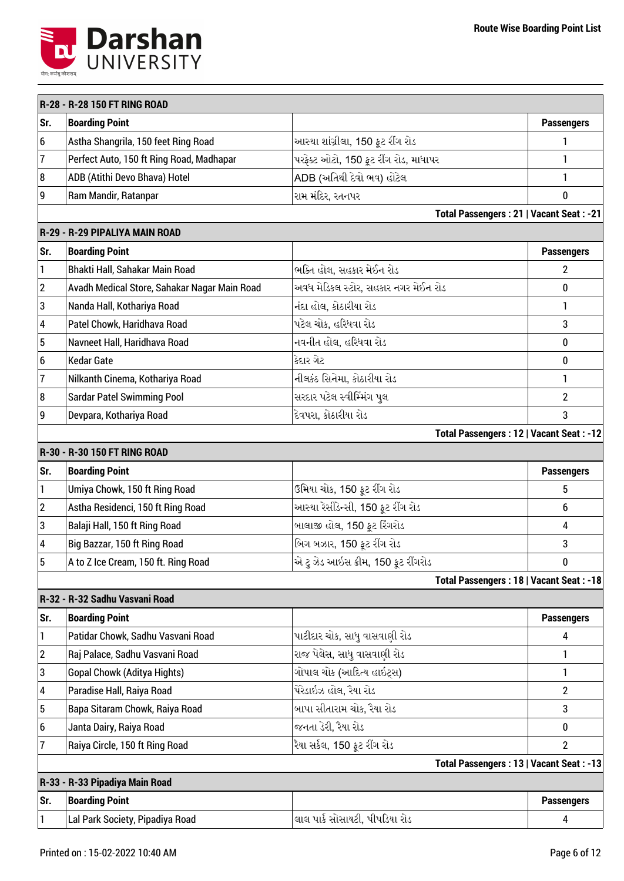**Route Wise Boarding Point List**

| R-28 - R-28 150 FT RING ROAD | | | |
|---|---|---|---|
| **Sr.** | **Boarding Point** | | **Passengers** |
| 6 | Astha Shangrila, 150 feet Ring Road | આસ્થા શાંગ્રીલા, 150 ફૂટ રીંગ રોડ | 1 |
| 7 | Perfect Auto, 150 ft Ring Road, Madhapar | પરફેક્ટ ઓટો, 150 ફૂટ રીંગ રોડ, માધાપર | 1 |
| 8 | ADB (Atithi Devo Bhava) Hotel | ADB (અતિથી દેવો ભવ) હોટેલ | 1 |
| 9 | Ram Mandir, Ratanpar | રામ મંદિર, રતનપર | 0 |
| | | | **Total Passengers : 21 \| Vacant Seat : -21** |

| R-29 - R-29 PIPALIYA MAIN ROAD | | | |
|---|---|---|---|
| **Sr.** | **Boarding Point** | | **Passengers** |
| 1 | Bhakti Hall, Sahakar Main Road | ભક્તિ હોલ, સહકાર મેઈન રોડ | 2 |
| 2 | Avadh Medical Store, Sahakar Nagar Main Road | અવધ મેડિકલ સ્ટોર, સહકાર નગર મેઈન રોડ | 0 |
| 3 | Nanda Hall, Kothariya Road | નંદા હોલ, કોઠારીયા રોડ | 1 |
| 4 | Patel Chowk, Haridhava Road | પટેલ ચોક, હરિધવા રોડ | 3 |
| 5 | Navneet Hall, Haridhava Road | નવનીત હોલ, હરિધવા રોડ | 0 |
| 6 | Kedar Gate | કેદાર ગેટ | 0 |
| 7 | Nilkanth Cinema, Kothariya Road | નીલકંઠ સિનેમા, કોઠારીયા રોડ | 1 |
| 8 | Sardar Patel Swimming Pool | સરદાર પટેલ સ્વીમ્મિંગ પુલ | 2 |
| 9 | Devpara, Kothariya Road | દેવપરા, કોઠારીયા રોડ | 3 |
| | | | **Total Passengers : 12 \| Vacant Seat : -12** |

| R-30 - R-30 150 FT RING ROAD | | | |
|---|---|---|---|
| **Sr.** | **Boarding Point** | | **Passengers** |
| 1 | Umiya Chowk, 150 ft Ring Road | ઉમિયા ચોક, 150 ફૂટ રીંગ રોડ | 5 |
| 2 | Astha Residenci, 150 ft Ring Road | આસ્થા રેસીડેન્સી, 150 ફૂટ રીંગ રોડ | 6 |
| 3 | Balaji Hall, 150 ft Ring Road | બાલાજી હોલ, 150 ફૂટ રિંગરોડ | 4 |
| 4 | Big Bazzar, 150 ft Ring Road | બિગ બઝાર, 150 ફૂટ રીંગ રોડ | 3 |
| 5 | A to Z Ice Cream, 150 ft. Ring Road | એ ટુ ઝેડ આઈસ ક્રીમ, 150 ફૂટ રીંગરોડ | 0 |
| | | | **Total Passengers : 18 \| Vacant Seat : -18** |

| R-32 - R-32 Sadhu Vasvani Road | | | |
|---|---|---|---|
| **Sr.** | **Boarding Point** | | **Passengers** |
| 1 | Patidar Chowk, Sadhu Vasvani Road | પાટીદાર ચોક, સાધુ વાસવાણી રોડ | 4 |
| 2 | Raj Palace, Sadhu Vasvani Road | રાજ પેલેસ, સાધુ વાસવાણી રોડ | 1 |
| 3 | Gopal Chowk (Aditya Hights) | ગોપાલ ચોક (આદિત્ય હાઇટ્સ) | 1 |
| 4 | Paradise Hall, Raiya Road | પેરેડાઇઝ હોલ, રૈયા રોડ | 2 |
| 5 | Bapa Sitaram Chowk, Raiya Road | બાપા સીતારામ ચોક, રૈયા રોડ | 3 |
| 6 | Janta Dairy, Raiya Road | જનતા ડેરી, રૈયા રોડ | 0 |
| 7 | Raiya Circle, 150 ft Ring Road | રૈયા સર્કલ, 150 ફૂટ રીંગ રોડ | 2 |
| | | | **Total Passengers : 13 \| Vacant Seat : -13** |

| R-33 - R-33 Pipadiya Main Road | | | |
|---|---|---|---|
| **Sr.** | **Boarding Point** | | **Passengers** |
| 1 | Lal Park Society, Pipadiya Road | લાલ પાર્ક સોસાયટી, પીપળિયા રોડ | 4 |

Printed on : 15-02-2022 10:40 AM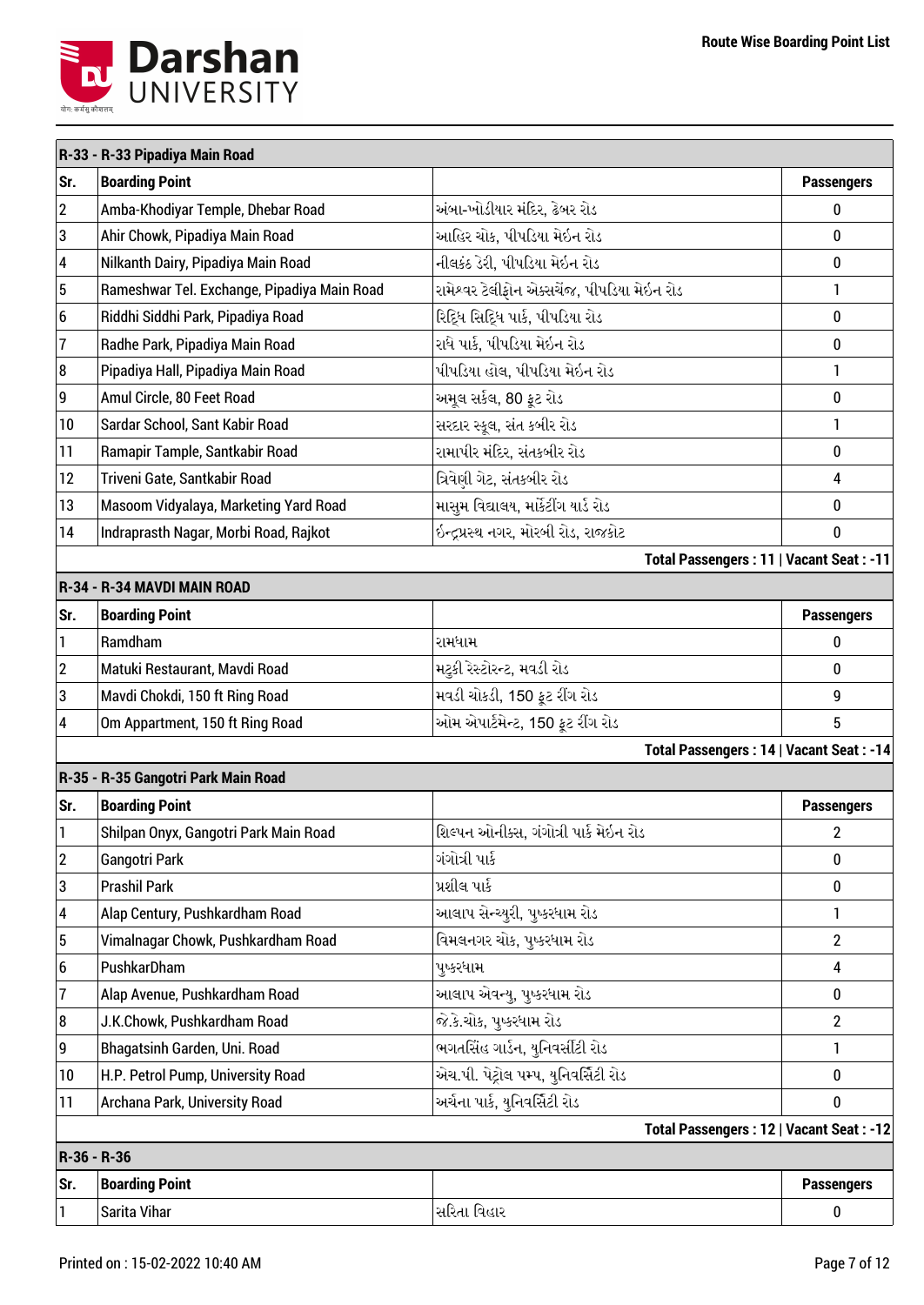Route Wise Boarding Point List

## R-33 - R-33 Pipadiya Main Road

| Sr. | Boarding Point | | Passengers |
|---|---|---|---|
| 2 | Amba-Khodiyar Temple, Dhebar Road | અંબા-ખોડીયાર મંદિર, ઢેબર રોડ | 0 |
| 3 | Ahir Chowk, Pipadiya Main Road | આહિર ચોક, પીપડિયા મેઇન રોડ | 0 |
| 4 | Nilkanth Dairy, Pipadiya Main Road | નીલકંઠ ડેરી, પીપડિયા મેઇન રોડ | 0 |
| 5 | Rameshwar Tel. Exchange, Pipadiya Main Road | રામેશ્વર ટેલીફોન એક્સચેંજ, પીપડિયા મેઇન રોડ | 1 |
| 6 | Riddhi Siddhi Park, Pipadiya Road | રિદ્ધિ સિદ્ધિ પાર્ક, પીપડિયા રોડ | 0 |
| 7 | Radhe Park, Pipadiya Main Road | રાધે પાર્ક, પીપડિયા મેઇન રોડ | 0 |
| 8 | Pipadiya Hall, Pipadiya Main Road | પીપડિયા હોલ, પીપડિયા મેઇન રોડ | 1 |
| 9 | Amul Circle, 80 Feet Road | અમૂલ સર્કલ, 80 ફૂટ રોડ | 0 |
| 10 | Sardar School, Sant Kabir Road | સરદાર સ્કૂલ, સંત કબીર રોડ | 1 |
| 11 | Ramapir Tample, Santkabir Road | રામાપીર મંદિર, સંતકબીર રોડ | 0 |
| 12 | Triveni Gate, Santkabir Road | ત્રિવેણી ગેટ, સંતકબીર રોડ | 4 |
| 13 | Masoom Vidyalaya, Marketing Yard Road | માસુમ વિદ્યાલય, માર્કેટીંગ યાર્ડ રોડ | 0 |
| 14 | Indraprasth Nagar, Morbi Road, Rajkot | ઇન્દ્રપ્રસ્થ નગર, મોરબી રોડ, રાજકોટ | 0 |

**Total Passengers : 11 | Vacant Seat : -11**

## R-34 - R-34 MAVDI MAIN ROAD

| Sr. | Boarding Point | | Passengers |
|---|---|---|---|
| 1 | Ramdham | રામધામ | 0 |
| 2 | Matuki Restaurant, Mavdi Road | મટુકી રેસ્ટોરન્ટ, મવડી રોડ | 0 |
| 3 | Mavdi Chokdi, 150 ft Ring Road | મવડી ચોકડી, 150 ફૂટ રીંગ રોડ | 9 |
| 4 | Om Appartment, 150 ft Ring Road | ઓમ એપાર્ટમેન્ટ, 150 ફૂટ રીંગ રોડ | 5 |

**Total Passengers : 14 | Vacant Seat : -14**

## R-35 - R-35 Gangotri Park Main Road

| Sr. | Boarding Point | | Passengers |
|---|---|---|---|
| 1 | Shilpan Onyx, Gangotri Park Main Road | શિલ્પન ઓનીક્સ, ગંગોત્રી પાર્ક મેઇન રોડ | 2 |
| 2 | Gangotri Park | ગંગોત્રી પાર્ક | 0 |
| 3 | Prashil Park | પ્રશીલ પાર્ક | 0 |
| 4 | Alap Century, Pushkardham Road | આલાપ સેન્ચ્યુરી, પુષ્કરધામ રોડ | 1 |
| 5 | Vimalnagar Chowk, Pushkardham Road | વિમલનગર ચોક, પુષ્કરધામ રોડ | 2 |
| 6 | PushkarDham | પુષ્કરધામ | 4 |
| 7 | Alap Avenue, Pushkardham Road | આલાપ એવન્યુ, પુષ્કરધામ રોડ | 0 |
| 8 | J.K.Chowk, Pushkardham Road | જે.કે.ચોક, પુષ્કરધામ રોડ | 2 |
| 9 | Bhagatsinh Garden, Uni. Road | ભગતસિંહ ગાર્ડન, યુનિવર્સીટી રોડ | 1 |
| 10 | H.P. Petrol Pump, University Road | એચ.પી. પેટ્રોલ પમ્પ, યુનિવર્સિટી રોડ | 0 |
| 11 | Archana Park, University Road | અર્ચના પાર્ક, યુનિવર્સિટી રોડ | 0 |

**Total Passengers : 12 | Vacant Seat : -12**

## R-36 - R-36

| Sr. | Boarding Point | | Passengers |
|---|---|---|---|
| 1 | Sarita Vihar | સરિતા વિહાર | 0 |

Printed on : 15-02-2022 10:40 AM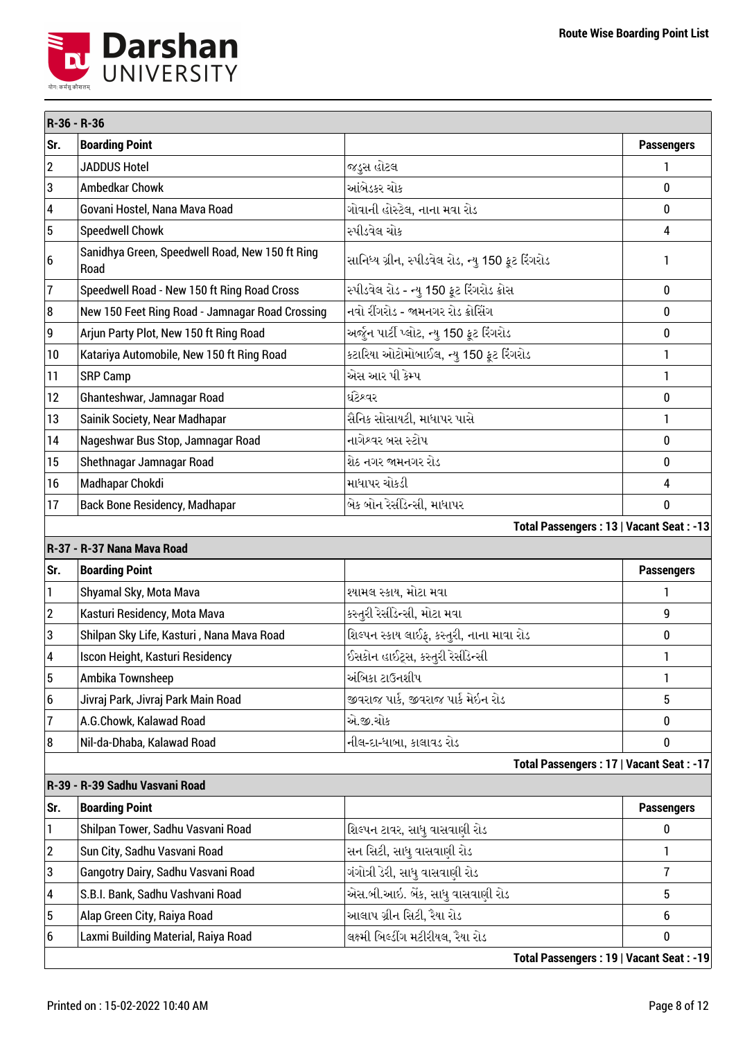Route Wise Boarding Point List

**R-36 - R-36**

| Sr. | Boarding Point | | Passengers |
|---|---|---|---|
| 2 | JADDUS Hotel | જડુસ હોટલ | 1 |
| 3 | Ambedkar Chowk | આંબેડકર ચોક | 0 |
| 4 | Govani Hostel, Nana Mava Road | ગોવાની હોસ્ટેલ, નાના મવા રોડ | 0 |
| 5 | Speedwell Chowk | સ્પીડવેલ ચોક | 4 |
| 6 | Sanidhya Green, Speedwell Road, New 150 ft Ring Road | સાનિધ્ય ગ્રીન, સ્પીડવેલ રોડ, ન્યુ 150 ફૂટ રિંગરોડ | 1 |
| 7 | Speedwell Road - New 150 ft Ring Road Cross | સ્પીડવેલ રોડ - ન્યુ 150 ફૂટ રિંગરોડ ક્રોસ | 0 |
| 8 | New 150 Feet Ring Road - Jamnagar Road Crossing | નવો રીંગરોડ - જામનગર રોડ ક્રોસિંગ | 0 |
| 9 | Arjun Party Plot, New 150 ft Ring Road | અર્જુન પાર્ટી પ્લોટ, ન્યુ 150 ફૂટ રિંગરોડ | 0 |
| 10 | Katariya Automobile, New 150 ft Ring Road | કટારિયા ઓટોમોબાઈલ, ન્યુ 150 ફૂટ રિંગરોડ | 1 |
| 11 | SRP Camp | એસ આર પી કેમ્પ | 1 |
| 12 | Ghanteshwar, Jamnagar Road | ઘંટેશ્વર | 0 |
| 13 | Sainik Society, Near Madhapar | સૈનિક સોસાયટી, માધાપર પાસે | 1 |
| 14 | Nageshwar Bus Stop, Jamnagar Road | નાગેશ્વર બસ સ્ટોપ | 0 |
| 15 | Shethnagar Jamnagar Road | શેઠ નગર જામનગર રોડ | 0 |
| 16 | Madhapar Chokdi | માધાપર ચોકડી | 4 |
| 17 | Back Bone Residency, Madhapar | બેક બોન રેસીડેન્સી, માધાપર | 0 |
| | | | **Total Passengers : 13 \| Vacant Seat : -13** |

**R-37 - R-37 Nana Mava Road**

| Sr. | Boarding Point | | Passengers |
|---|---|---|---|
| 1 | Shyamal Sky, Mota Mava | શ્યામલ સ્કાય, મોટા મવા | 1 |
| 2 | Kasturi Residency, Mota Mava | કસ્તુરી રેસીડેન્સી, મોટા મવા | 9 |
| 3 | Shilpan Sky Life, Kasturi , Nana Mava Road | શિલ્પન સ્કાય લાઈફ, કસ્તુરી, નાના માવા રોડ | 0 |
| 4 | Iscon Height, Kasturi Residency | ઈસકોન હાઈટ્સ, કસ્તુરી રેસીડેન્સી | 1 |
| 5 | Ambika Townsheep | અંબિકા ટાઉનશીપ | 1 |
| 6 | Jivraj Park, Jivraj Park Main Road | જીવરાજ પાર્ક, જીવરાજ પાર્ક મેઇન રોડ | 5 |
| 7 | A.G.Chowk, Kalawad Road | એ.જી.ચોક | 0 |
| 8 | Nil-da-Dhaba, Kalawad Road | નીલ-દા-ધાબા, કાલાવડ રોડ | 0 |
| | | | **Total Passengers : 17 \| Vacant Seat : -17** |

**R-39 - R-39 Sadhu Vasvani Road**

| Sr. | Boarding Point | | Passengers |
|---|---|---|---|
| 1 | Shilpan Tower, Sadhu Vasvani Road | શિલ્પન ટાવર, સાધુ વાસવાણી રોડ | 0 |
| 2 | Sun City, Sadhu Vasvani Road | સન સિટી, સાધુ વાસવાણી રોડ | 1 |
| 3 | Gangotry Dairy, Sadhu Vasvani Road | ગંગોત્રી ડેરી, સાધુ વાસવાણી રોડ | 7 |
| 4 | S.B.I. Bank, Sadhu Vashvani Road | એસ.બી.આઇ. બેંક, સાધુ વાસવાણી રોડ | 5 |
| 5 | Alap Green City, Raiya Road | આલાપ ગ્રીન સિટી, રૈયા રોડ | 6 |
| 6 | Laxmi Building Material, Raiya Road | લક્ષ્મી બિલ્ડીંગ મટીરીયલ, રૈયા રોડ | 0 |
| | | | **Total Passengers : 19 \| Vacant Seat : -19** |

Printed on : 15-02-2022 10:40 AM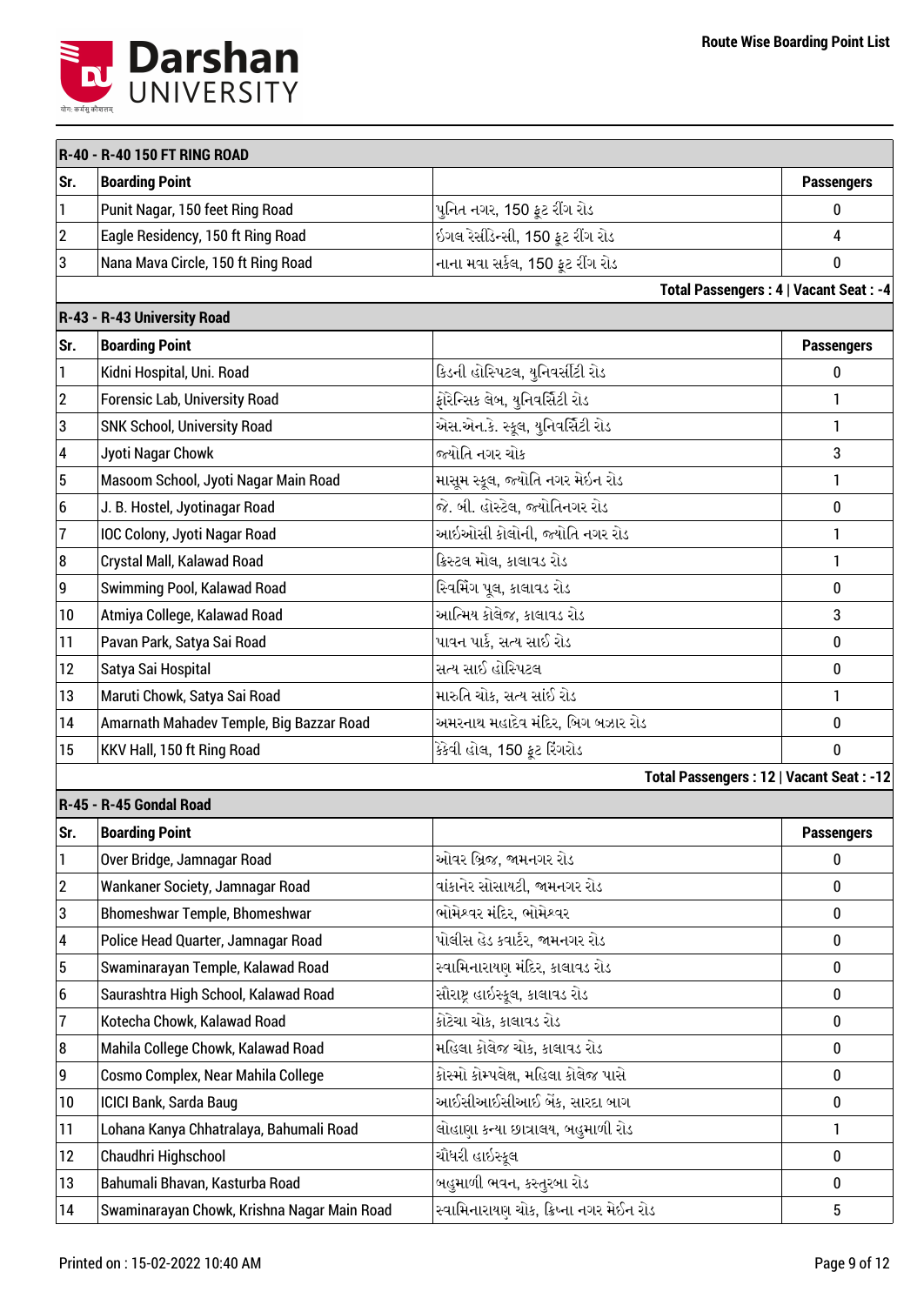### R-40 - R-40 150 FT RING ROAD

| Sr. | Boarding Point | | Passengers |
|---|---|---|---|
| 1 | Punit Nagar, 150 feet Ring Road | પુનિત નગર, 150 ફૂટ રીંગ રોડ | 0 |
| 2 | Eagle Residency, 150 ft Ring Road | ઇગલ રેસીડેન્સી, 150 ફૂટ રીંગ રોડ | 4 |
| 3 | Nana Mava Circle, 150 ft Ring Road | નાના મવા સર્કલ, 150 ફૂટ રીંગ રોડ | 0 |

**Total Passengers : 4 | Vacant Seat : -4**

### R-43 - R-43 University Road

| Sr. | Boarding Point | | Passengers |
|---|---|---|---|
| 1 | Kidni Hospital, Uni. Road | કિડની હોસ્પિટલ, યુનિવર્સીટી રોડ | 0 |
| 2 | Forensic Lab, University Road | ફોરેન્સિક લેબ, યુનિવર્સિટી રોડ | 1 |
| 3 | SNK School, University Road | એસ.એન.કે. સ્કૂલ, યુનિવર્સિટી રોડ | 1 |
| 4 | Jyoti Nagar Chowk | જ્યોતિ નગર ચોક | 3 |
| 5 | Masoom School, Jyoti Nagar Main Road | માસૂમ સ્કૂલ, જ્યોતિ નગર મેઇન રોડ | 1 |
| 6 | J. B. Hostel, Jyotinagar Road | જે. બી. હોસ્ટેલ, જ્યોતિનગર રોડ | 0 |
| 7 | IOC Colony, Jyoti Nagar Road | આઇઓસી કોલોની, જ્યોતિ નગર રોડ | 1 |
| 8 | Crystal Mall, Kalawad Road | ક્રિસ્ટલ મોલ, કાલાવડ રોડ | 1 |
| 9 | Swimming Pool, Kalawad Road | સ્વિમિંગ પૂલ, કાલાવડ રોડ | 0 |
| 10 | Atmiya College, Kalawad Road | આત્મિય કોલેજ, કાલાવડ રોડ | 3 |
| 11 | Pavan Park, Satya Sai Road | પાવન પાર્ક, સત્ય સાઈ રોડ | 0 |
| 12 | Satya Sai Hospital | સત્ય સાઈ હોસ્પિટલ | 0 |
| 13 | Maruti Chowk, Satya Sai Road | મારુતિ ચોક, સત્ય સાંઈ રોડ | 1 |
| 14 | Amarnath Mahadev Temple, Big Bazzar Road | અમરનાથ મહાદેવ મંદિર, બિગ બઝાર રોડ | 0 |
| 15 | KKV Hall, 150 ft Ring Road | કેકેવી હોલ, 150 ફૂટ રિંગરોડ | 0 |

**Total Passengers : 12 | Vacant Seat : -12**

### R-45 - R-45 Gondal Road

| Sr. | Boarding Point | | Passengers |
|---|---|---|---|
| 1 | Over Bridge, Jamnagar Road | ઓવર બ્રિજ, જામનગર રોડ | 0 |
| 2 | Wankaner Society, Jamnagar Road | વાંકાનેર સોસાયટી, જામનગર રોડ | 0 |
| 3 | Bhomeshwar Temple, Bhomeshwar | ભોમેશ્વર મંદિર, ભોમેશ્વર | 0 |
| 4 | Police Head Quarter, Jamnagar Road | પોલીસ હેડ ક્વાર્ટર, જામનગર રોડ | 0 |
| 5 | Swaminarayan Temple, Kalawad Road | સ્વામિનારાયણ મંદિર, કાલાવડ રોડ | 0 |
| 6 | Saurashtra High School, Kalawad Road | સૌરાષ્ટ્ર હાઈસ્કૂલ, કાલાવડ રોડ | 0 |
| 7 | Kotecha Chowk, Kalawad Road | કોટેચા ચોક, કાલાવડ રોડ | 0 |
| 8 | Mahila College Chowk, Kalawad Road | મહિલા કોલેજ ચોક, કાલાવડ રોડ | 0 |
| 9 | Cosmo Complex, Near Mahila College | કોસ્મો કોમ્પલેક્ષ, મહિલા કોલેજ પાસે | 0 |
| 10 | ICICI Bank, Sarda Baug | આઈસીઆઈસીઆઈ બેંક, સારદા બાગ | 0 |
| 11 | Lohana Kanya Chhatralaya, Bahumali Road | લોહાણા કન્યા છાત્રાલય, બહુમાળી રોડ | 1 |
| 12 | Chaudhri Highschool | ચૌધરી હાઇસ્કૂલ | 0 |
| 13 | Bahumali Bhavan, Kasturba Road | બહુમાળી ભવન, કસ્તુરબા રોડ | 0 |
| 14 | Swaminarayan Chowk, Krishna Nagar Main Road | સ્વામિનારાયણ ચોક, ક્રિષ્ના નગર મેઈન રોડ | 5 |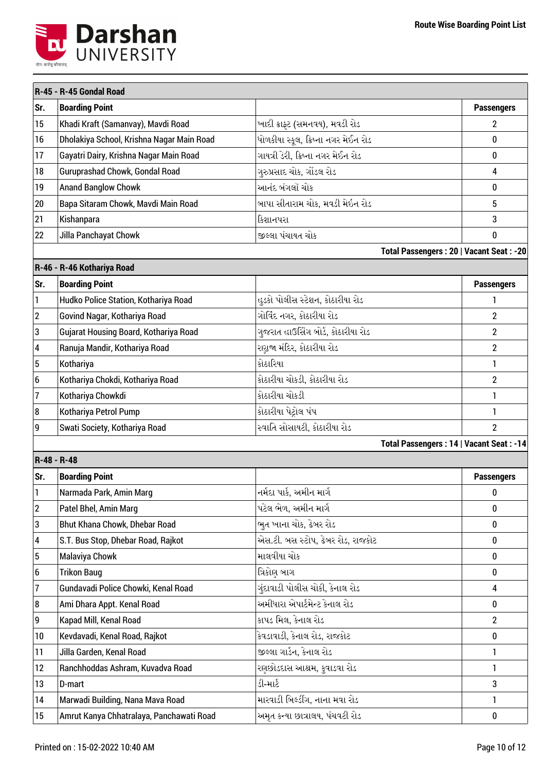Route Wise Boarding Point List

| R-45 - R-45 Gondal Road | | | |
|---|---|---|---|
| Sr. | Boarding Point | | Passengers |
| 15 | Khadi Kraft (Samanvay), Mavdi Road | ખાદી ક્રાફ્ટ (સમનવય), મવડી રોડ | 2 |
| 16 | Dholakiya School, Krishna Nagar Main Road | ધોળકીયા સ્કૂલ, ક્રિષ્ના નગર મેઈન રોડ | 0 |
| 17 | Gayatri Dairy, Krishna Nagar Main Road | ગાયત્રી ડેરી, ક્રિષ્ના નગર મેઈન રોડ | 0 |
| 18 | Guruprashad Chowk, Gondal Road | ગુરુપ્રસાદ ચોક, ગોંડલ રોડ | 4 |
| 19 | Anand Banglow Chowk | આનંદ બંગલૉ ચોક | 0 |
| 20 | Bapa Sitaram Chowk, Mavdi Main Road | બાપા સીતારામ ચોક, મવડી મેઈન રોડ | 5 |
| 21 | Kishanpara | કિશાનપરા | 3 |
| 22 | Jilla Panchayat Chowk | જીલ્લા પંચાયત ચોક | 0 |
| | | | Total Passengers : 20 \| Vacant Seat : -20 |

| R-46 - R-46 Kothariya Road | | | |
|---|---|---|---|
| Sr. | Boarding Point | | Passengers |
| 1 | Hudko Police Station, Kothariya Road | હુડકો પોલીસ સ્ટેશન, કોઠારીયા રોડ | 1 |
| 2 | Govind Nagar, Kothariya Road | ગોવિંદ નગર, કોઠારીયા રોડ | 2 |
| 3 | Gujarat Housing Board, Kothariya Road | ગુજરાત હાઉસિંગ બોર્ડ, કોઠારીયા રોડ | 2 |
| 4 | Ranuja Mandir, Kothariya Road | રણુજા મંદિર, કોઠારીયા રોડ | 2 |
| 5 | Kothariya | કોઠારિયા | 1 |
| 6 | Kothariya Chokdi, Kothariya Road | કોઠારીયા ચોકડી, કોઠારીયા રોડ | 2 |
| 7 | Kothariya Chowkdi | કોઠારીયા ચોકડી | 1 |
| 8 | Kothariya Petrol Pump | કોઠારીયા પેટ્રોલ પંપ | 1 |
| 9 | Swati Society, Kothariya Road | સ્વાતિ સોસાયટી, કોઠારીયા રોડ | 2 |
| | | | Total Passengers : 14 \| Vacant Seat : -14 |

| R-48 - R-48 | | | |
|---|---|---|---|
| Sr. | Boarding Point | | Passengers |
| 1 | Narmada Park, Amin Marg | નર્મદા પાર્ક, અમીન માર્ગ | 0 |
| 2 | Patel Bhel, Amin Marg | પટેલ ભેળ, અમીન માર્ગ | 0 |
| 3 | Bhut Khana Chowk, Dhebar Road | ભુત ખાના ચોક, ઢેબર રોડ | 0 |
| 4 | S.T. Bus Stop, Dhebar Road, Rajkot | એસ.ટી. બસ સ્ટોપ, ઢેબર રોડ, રાજકોટ | 0 |
| 5 | Malaviya Chowk | માલવીયા ચોક | 0 |
| 6 | Trikon Baug | ત્રિકોણ બાગ | 0 |
| 7 | Gundavadi Police Chowki, Kenal Road | ગુંદાવાડી પોલીસ ચોકી, કેનાલ રોડ | 4 |
| 8 | Ami Dhara Appt. Kenal Road | અમીધારા એપાર્ટમેન્ટ કેનાલ રોડ | 0 |
| 9 | Kapad Mill, Kenal Road | કાપડ મિલ, કેનાલ રોડ | 2 |
| 10 | Kevdavadi, Kenal Road, Rajkot | કેવડાવાડી, કેનાલ રોડ, રાજકોટ | 0 |
| 11 | Jilla Garden, Kenal Road | જીલ્લા ગાર્ડન, કેનાલ રોડ | 1 |
| 12 | Ranchhoddas Ashram, Kuvadva Road | રણછોડદાસ આશ્રમ, કુવાડવા રોડ | 1 |
| 13 | D-mart | ડી-માર્ટ | 3 |
| 14 | Marwadi Building, Nana Mava Road | મારવાડી બિલ્ડીંગ, નાના મવા રોડ | 1 |
| 15 | Amrut Kanya Chhatralaya, Panchawati Road | અમૃત કન્યા છાત્રાલય, પંચવટી રોડ | 0 |

Printed on : 15-02-2022 10:40 AM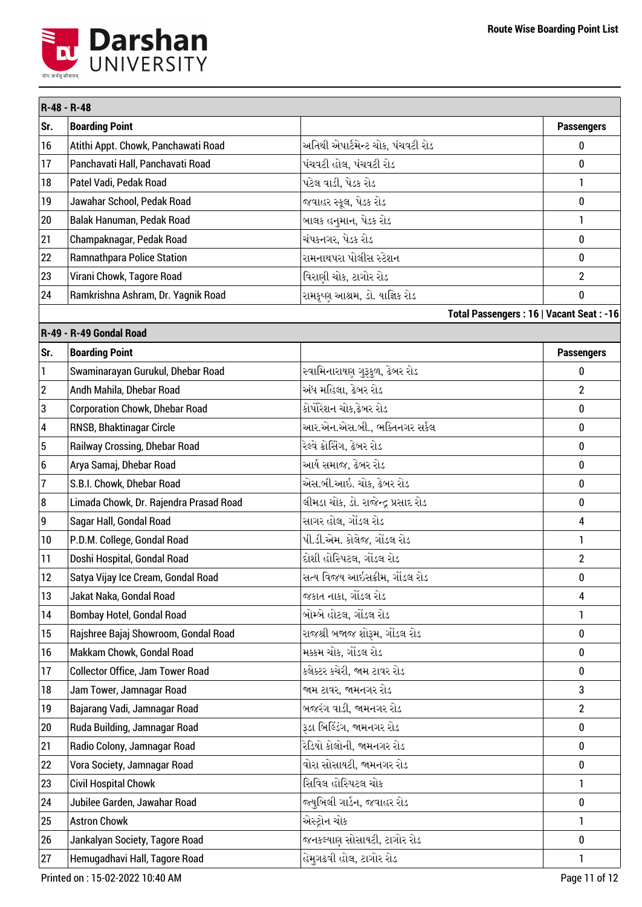Route Wise Boarding Point List

## R-48 - R-48

| Sr. | Boarding Point | | Passengers |
|---|---|---|---|
| 16 | Atithi Appt. Chowk, Panchawati Road | અતિથી એપાર્ટમેન્ટ ચોક, પંચવટી રોડ | 0 |
| 17 | Panchavati Hall, Panchavati Road | પંચવટી હોલ, પંચવટી રોડ | 0 |
| 18 | Patel Vadi, Pedak Road | પટેલ વાડી, પેડક રોડ | 1 |
| 19 | Jawahar School, Pedak Road | જવાહર સ્કૂલ, પેડક રોડ | 0 |
| 20 | Balak Hanuman, Pedak Road | બાલક હનુમાન, પેડક રોડ | 1 |
| 21 | Champaknagar, Pedak Road | ચંપકનગર, પેડક રોડ | 0 |
| 22 | Ramnathpara Police Station | રામનાથપરા પોલીસ સ્ટેશન | 0 |
| 23 | Virani Chowk, Tagore Road | વિરાણી ચોક, ટાગોર રોડ | 2 |
| 24 | Ramkrishna Ashram, Dr. Yagnik Road | રામકૃષ્ણ આશ્રમ, ડૉ. યાજ્ઞિક રોડ | 0 |

**Total Passengers : 16 | Vacant Seat : -16**

## R-49 - R-49 Gondal Road

| Sr. | Boarding Point | | Passengers |
|---|---|---|---|
| 1 | Swaminarayan Gurukul, Dhebar Road | સ્વામિનારાયણ ગુરૂકુળ, ઢેબર રોડ | 0 |
| 2 | Andh Mahila, Dhebar Road | અંધ મહિલા, ઢેબર રોડ | 2 |
| 3 | Corporation Chowk, Dhebar Road | કોર્પોરેશન ચોક,ઢેબર રોડ | 0 |
| 4 | RNSB, Bhaktinagar Circle | આર.એન.એસ.બી., ભક્તિનગર સર્કલ | 0 |
| 5 | Railway Crossing, Dhebar Road | રેલ્વે ક્રોસિંગ, ઢેબર રોડ | 0 |
| 6 | Arya Samaj, Dhebar Road | આર્ય સમાજ, ઢેબર રોડ | 0 |
| 7 | S.B.I. Chowk, Dhebar Road | એસ.બી.આઇ. ચોક, ઢેબર રોડ | 0 |
| 8 | Limada Chowk, Dr. Rajendra Prasad Road | લીમડા ચોક, ડૉ. રાજેન્દ્ર પ્રસાદ રોડ | 0 |
| 9 | Sagar Hall, Gondal Road | સાગર હોલ, ગોંડલ રોડ | 4 |
| 10 | P.D.M. College, Gondal Road | પી.ડી.એમ. કોલેજ, ગોંડલ રોડ | 1 |
| 11 | Doshi Hospital, Gondal Road | દોશી હોસ્પિટલ, ગોંડલ રોડ | 2 |
| 12 | Satya Vijay Ice Cream, Gondal Road | સત્ય વિજય આઇસક્રીમ, ગોંડલ રોડ | 0 |
| 13 | Jakat Naka, Gondal Road | જકાત નાકા, ગોંડલ રોડ | 4 |
| 14 | Bombay Hotel, Gondal Road | બોમ્બે હોટલ, ગોંડલ રોડ | 1 |
| 15 | Rajshree Bajaj Showroom, Gondal Road | રાજશ્રી બજાજ શોરૂમ, ગોંડલ રોડ | 0 |
| 16 | Makkam Chowk, Gondal Road | મક્કમ ચોક, ગોંડલ રોડ | 0 |
| 17 | Collector Office, Jam Tower Road | કલેક્ટર ક્ચેરી, જામ ટાવર રોડ | 0 |
| 18 | Jam Tower, Jamnagar Road | જામ ટાવર, જામનગર રોડ | 3 |
| 19 | Bajarang Vadi, Jamnagar Road | બજરંગ વાડી, જામનગર રોડ | 2 |
| 20 | Ruda Building, Jamnagar Road | રૂડા બિલ્ડિંગ, જામનગર રોડ | 0 |
| 21 | Radio Colony, Jamnagar Road | રેડિયો કોલોની, જામનગર રોડ | 0 |
| 22 | Vora Society, Jamnagar Road | વોરા સોસાયટી, જામનગર રોડ | 0 |
| 23 | Civil Hospital Chowk | સિવિલ હોસ્પિટલ ચોક | 1 |
| 24 | Jubilee Garden, Jawahar Road | જ્યુબિલી ગાર્ડન, જવાહર રોડ | 0 |
| 25 | Astron Chowk | એસ્ટ્રોન ચોક | 1 |
| 26 | Jankalyan Society, Tagore Road | જનકલ્યાણ સોસાયટી, ટાગોર રોડ | 0 |
| 27 | Hemugadhavi Hall, Tagore Road | હેમુગઢવી હોલ, ટાગોર રોડ | 1 |

Printed on : 15-02-2022 10:40 AM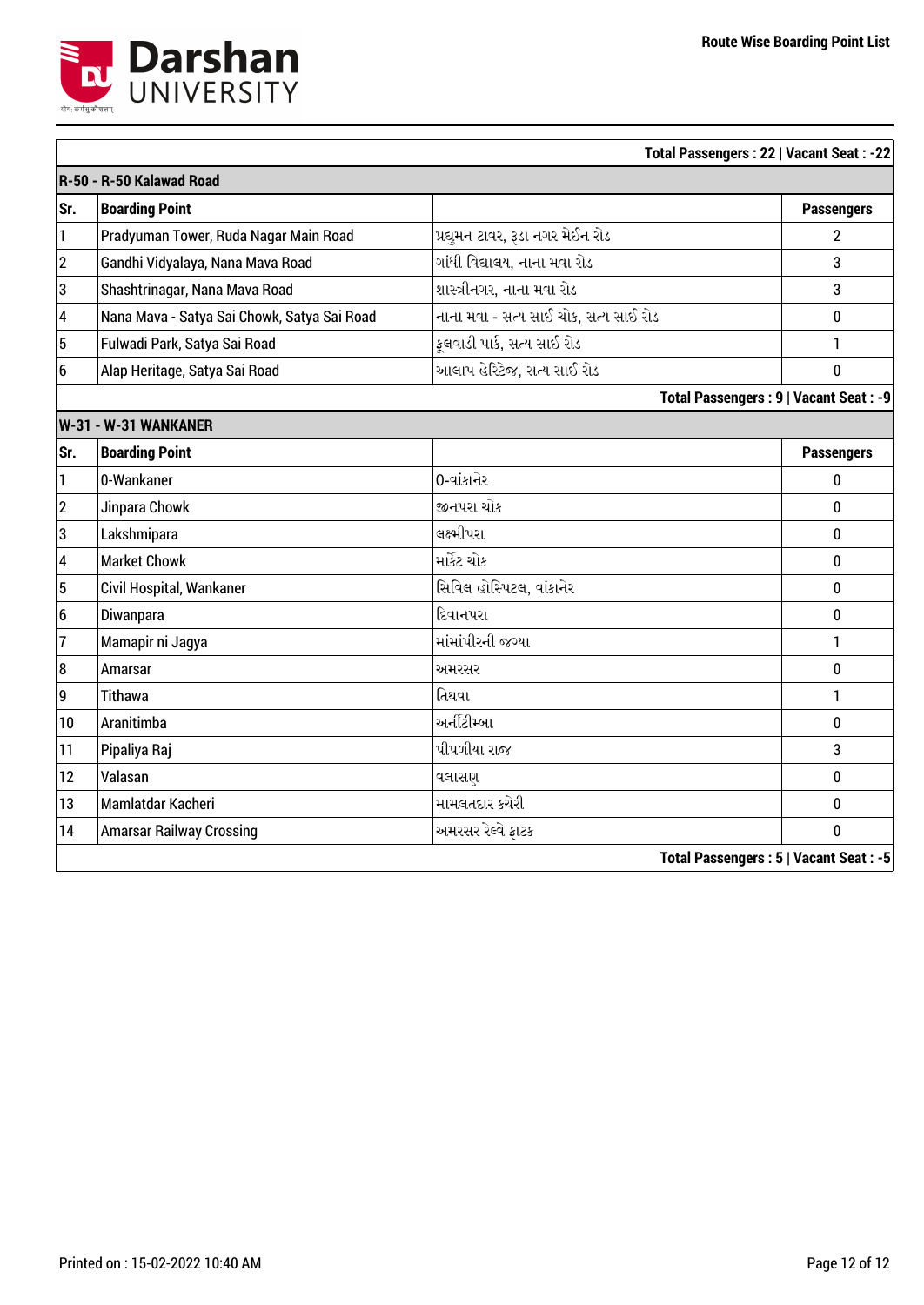Route Wise Boarding Point List

**Total Passengers : 22 | Vacant Seat : -22**

**R-50 - R-50 Kalawad Road**

| Sr. | Boarding Point | | Passengers |
|---|---|---|---|
| 1 | Pradyuman Tower, Ruda Nagar Main Road | પ્રદ્યુમન ટાવર, રૂડા નગર મેઈન રોડ | 2 |
| 2 | Gandhi Vidyalaya, Nana Mava Road | ગાંધી વિદ્યાલય, નાના મવા રોડ | 3 |
| 3 | Shashtrinagar, Nana Mava Road | શાસ્ત્રીનગર, નાના મવા રોડ | 3 |
| 4 | Nana Mava - Satya Sai Chowk, Satya Sai Road | નાના મવા - સત્ય સાઈ ચોક, સત્ય સાઈ રોડ | 0 |
| 5 | Fulwadi Park, Satya Sai Road | ફૂલવાડી પાર્ક, સત્ય સાઈ રોડ | 1 |
| 6 | Alap Heritage, Satya Sai Road | આલાપ હેરિટેજ, સત્ય સાઈ રોડ | 0 |

**Total Passengers : 9 | Vacant Seat : -9**

**W-31 - W-31 WANKANER**

| Sr. | Boarding Point | | Passengers |
|---|---|---|---|
| 1 | 0-Wankaner | 0-વાંકાનેર | 0 |
| 2 | Jinpara Chowk | જીનપરા ચોક | 0 |
| 3 | Lakshmipara | લક્ષ્મીપરા | 0 |
| 4 | Market Chowk | માર્કેટ ચોક | 0 |
| 5 | Civil Hospital, Wankaner | સિવિલ હોસ્પિટલ, વાંકાનેર | 0 |
| 6 | Diwanpara | દિવાનપરા | 0 |
| 7 | Mamapir ni Jagya | માંમાંપીરની જગ્યા | 1 |
| 8 | Amarsar | અમરસર | 0 |
| 9 | Tithawa | તિથવા | 1 |
| 10 | Aranitimba | અર્નીટીમ્બા | 0 |
| 11 | Pipaliya Raj | પીપળીયા રાજ | 3 |
| 12 | Valasan | વલાસણ | 0 |
| 13 | Mamlatdar Kacheri | મામલતદાર કચેરી | 0 |
| 14 | Amarsar Railway Crossing | અમરસર રેલ્વે ફાટક | 0 |

**Total Passengers : 5 | Vacant Seat : -5**

Printed on : 15-02-2022 10:40 AM